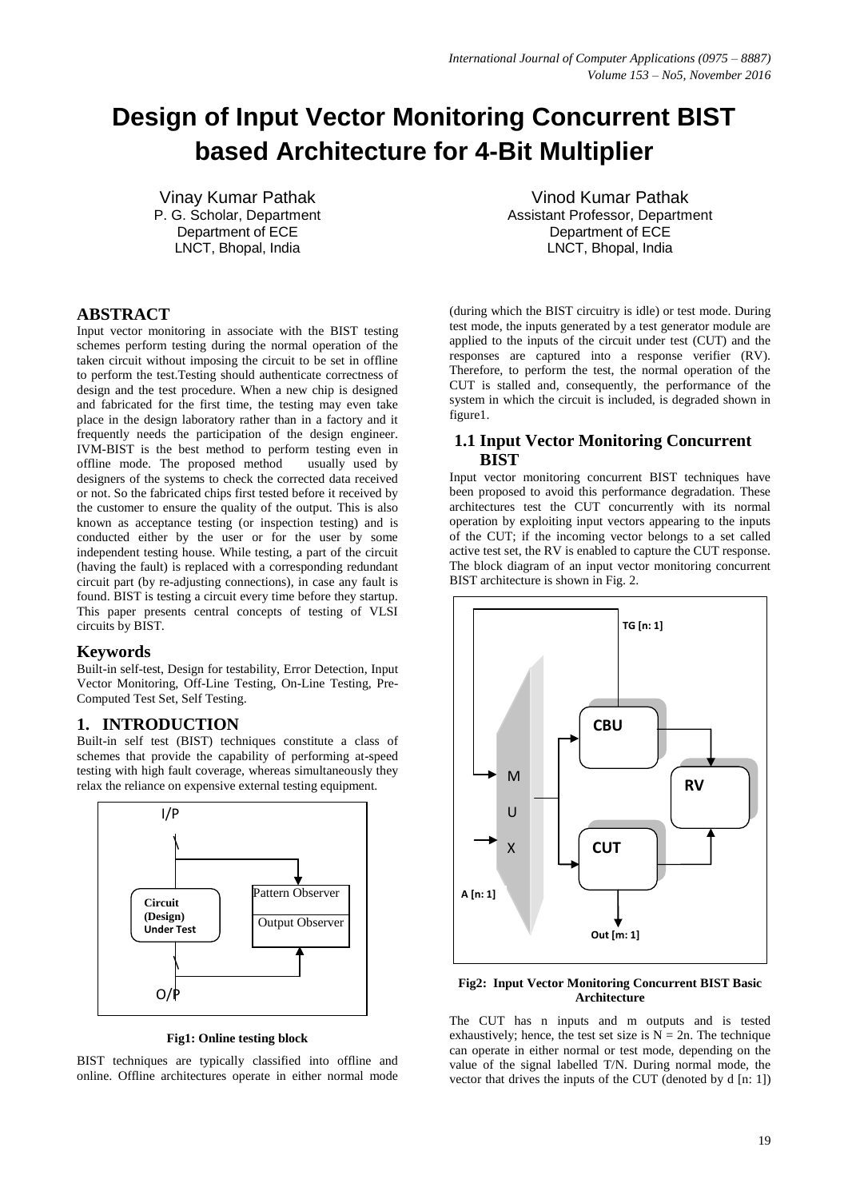# Design of Input Vector Monitoring Concurrent BIST based Architecture for 4-Bit Multiplier

Vinay Kumar Pathak
P. G. Scholar, Department
Department of ECE
LNCT, Bhopal, India

Vinod Kumar Pathak
Assistant Professor, Department
Department of ECE
LNCT, Bhopal, India

## ABSTRACT

Input vector monitoring in associate with the BIST testing schemes perform testing during the normal operation of the taken circuit without imposing the circuit to be set in offline to perform the test.Testing should authenticate correctness of design and the test procedure. When a new chip is designed and fabricated for the first time, the testing may even take place in the design laboratory rather than in a factory and it frequently needs the participation of the design engineer. IVM-BIST is the best method to perform testing even in offline mode. The proposed method usually used by designers of the systems to check the corrected data received or not. So the fabricated chips first tested before it received by the customer to ensure the quality of the output. This is also known as acceptance testing (or inspection testing) and is conducted either by the user or for the user by some independent testing house. While testing, a part of the circuit (having the fault) is replaced with a corresponding redundant circuit part (by re-adjusting connections), in case any fault is found. BIST is testing a circuit every time before they startup. This paper presents central concepts of testing of VLSI circuits by BIST.

## Keywords

Built-in self-test, Design for testability, Error Detection, Input Vector Monitoring, Off-Line Testing, On-Line Testing, Pre-Computed Test Set, Self Testing.

## 1. INTRODUCTION

Built-in self test (BIST) techniques constitute a class of schemes that provide the capability of performing at-speed testing with high fault coverage, whereas simultaneously they relax the reliance on expensive external testing equipment.

**Fig1: Online testing block**

BIST techniques are typically classified into offline and online. Offline architectures operate in either normal mode (during which the BIST circuitry is idle) or test mode. During test mode, the inputs generated by a test generator module are applied to the inputs of the circuit under test (CUT) and the responses are captured into a response verifier (RV). Therefore, to perform the test, the normal operation of the CUT is stalled and, consequently, the performance of the system in which the circuit is included, is degraded shown in figure1.

### 1.1 Input Vector Monitoring Concurrent BIST

Input vector monitoring concurrent BIST techniques have been proposed to avoid this performance degradation. These architectures test the CUT concurrently with its normal operation by exploiting input vectors appearing to the inputs of the CUT; if the incoming vector belongs to a set called active test set, the RV is enabled to capture the CUT response. The block diagram of an input vector monitoring concurrent BIST architecture is shown in Fig. 2.

**Fig2: Input Vector Monitoring Concurrent BIST Basic Architecture**

The CUT has n inputs and m outputs and is tested exhaustively; hence, the test set size is $N = 2n$. The technique can operate in either normal or test mode, depending on the value of the signal labelled T/N. During normal mode, the vector that drives the inputs of the CUT (denoted by d [n: 1])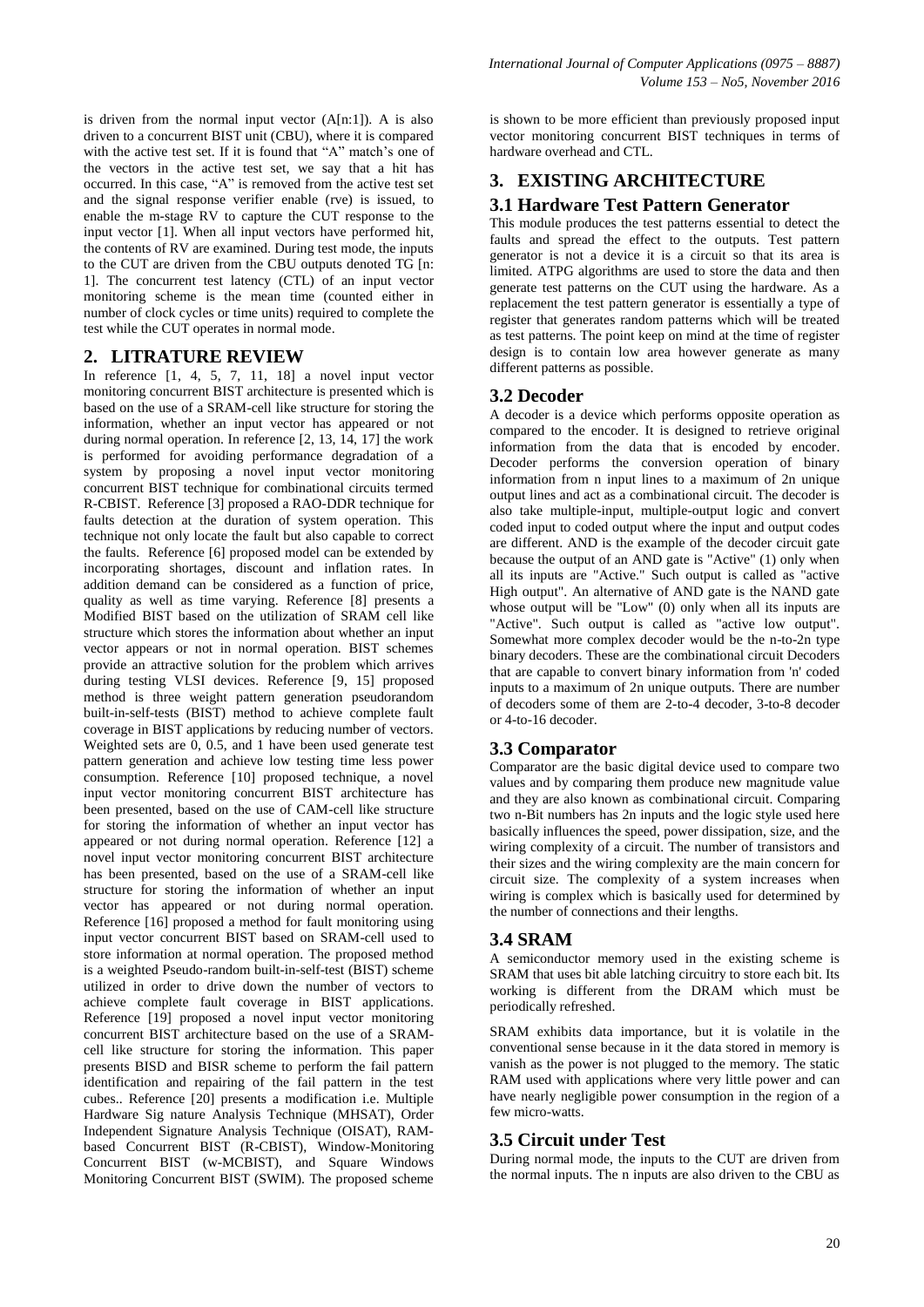is driven from the normal input vector (A[n:1]). A is also driven to a concurrent BIST unit (CBU), where it is compared with the active test set. If it is found that "A" match's one of the vectors in the active test set, we say that a hit has occurred. In this case, "A" is removed from the active test set and the signal response verifier enable (rve) is issued, to enable the m-stage RV to capture the CUT response to the input vector [1]. When all input vectors have performed hit, the contents of RV are examined. During test mode, the inputs to the CUT are driven from the CBU outputs denoted TG [n: 1]. The concurrent test latency (CTL) of an input vector monitoring scheme is the mean time (counted either in number of clock cycles or time units) required to complete the test while the CUT operates in normal mode.

## 2. LITRATURE REVIEW

In reference [1, 4, 5, 7, 11, 18] a novel input vector monitoring concurrent BIST architecture is presented which is based on the use of a SRAM-cell like structure for storing the information, whether an input vector has appeared or not during normal operation. In reference [2, 13, 14, 17] the work is performed for avoiding performance degradation of a system by proposing a novel input vector monitoring concurrent BIST technique for combinational circuits termed R-CBIST. Reference [3] proposed a RAO-DDR technique for faults detection at the duration of system operation. This technique not only locate the fault but also capable to correct the faults. Reference [6] proposed model can be extended by incorporating shortages, discount and inflation rates. In addition demand can be considered as a function of price, quality as well as time varying. Reference [8] presents a Modified BIST based on the utilization of SRAM cell like structure which stores the information about whether an input vector appears or not in normal operation. BIST schemes provide an attractive solution for the problem which arrives during testing VLSI devices. Reference [9, 15] proposed method is three weight pattern generation pseudorandom built-in-self-tests (BIST) method to achieve complete fault coverage in BIST applications by reducing number of vectors. Weighted sets are 0, 0.5, and 1 have been used generate test pattern generation and achieve low testing time less power consumption. Reference [10] proposed technique, a novel input vector monitoring concurrent BIST architecture has been presented, based on the use of CAM-cell like structure for storing the information of whether an input vector has appeared or not during normal operation. Reference [12] a novel input vector monitoring concurrent BIST architecture has been presented, based on the use of a SRAM-cell like structure for storing the information of whether an input vector has appeared or not during normal operation. Reference [16] proposed a method for fault monitoring using input vector concurrent BIST based on SRAM-cell used to store information at normal operation. The proposed method is a weighted Pseudo-random built-in-self-test (BIST) scheme utilized in order to drive down the number of vectors to achieve complete fault coverage in BIST applications. Reference [19] proposed a novel input vector monitoring concurrent BIST architecture based on the use of a SRAM-cell like structure for storing the information. This paper presents BISD and BISR scheme to perform the fail pattern identification and repairing of the fail pattern in the test cubes.. Reference [20] presents a modification i.e. Multiple Hardware Sig nature Analysis Technique (MHSAT), Order Independent Signature Analysis Technique (OISAT), RAM-based Concurrent BIST (R-CBIST), Window-Monitoring Concurrent BIST (w-MCBIST), and Square Windows Monitoring Concurrent BIST (SWIM). The proposed scheme is shown to be more efficient than previously proposed input vector monitoring concurrent BIST techniques in terms of hardware overhead and CTL.

## 3. EXISTING ARCHITECTURE

### 3.1 Hardware Test Pattern Generator

This module produces the test patterns essential to detect the faults and spread the effect to the outputs. Test pattern generator is not a device it is a circuit so that its area is limited. ATPG algorithms are used to store the data and then generate test patterns on the CUT using the hardware. As a replacement the test pattern generator is essentially a type of register that generates random patterns which will be treated as test patterns. The point keep on mind at the time of register design is to contain low area however generate as many different patterns as possible.

### 3.2 Decoder

A decoder is a device which performs opposite operation as compared to the encoder. It is designed to retrieve original information from the data that is encoded by encoder. Decoder performs the conversion operation of binary information from n input lines to a maximum of 2n unique output lines and act as a combinational circuit. The decoder is also take multiple-input, multiple-output logic and convert coded input to coded output where the input and output codes are different. AND is the example of the decoder circuit gate because the output of an AND gate is "Active" (1) only when all its inputs are "Active." Such output is called as "active High output". An alternative of AND gate is the NAND gate whose output will be "Low" (0) only when all its inputs are "Active". Such output is called as "active low output". Somewhat more complex decoder would be the n-to-2n type binary decoders. These are the combinational circuit Decoders that are capable to convert binary information from 'n' coded inputs to a maximum of 2n unique outputs. There are number of decoders some of them are 2-to-4 decoder, 3-to-8 decoder or 4-to-16 decoder.

### 3.3 Comparator

Comparator are the basic digital device used to compare two values and by comparing them produce new magnitude value and they are also known as combinational circuit. Comparing two n-Bit numbers has 2n inputs and the logic style used here basically influences the speed, power dissipation, size, and the wiring complexity of a circuit. The number of transistors and their sizes and the wiring complexity are the main concern for circuit size. The complexity of a system increases when wiring is complex which is basically used for determined by the number of connections and their lengths.

### 3.4 SRAM

A semiconductor memory used in the existing scheme is SRAM that uses bit able latching circuitry to store each bit. Its working is different from the DRAM which must be periodically refreshed.

SRAM exhibits data importance, but it is volatile in the conventional sense because in it the data stored in memory is vanish as the power is not plugged to the memory. The static RAM used with applications where very little power and can have nearly negligible power consumption in the region of a few micro-watts.

### 3.5 Circuit under Test

During normal mode, the inputs to the CUT are driven from the normal inputs. The n inputs are also driven to the CBU as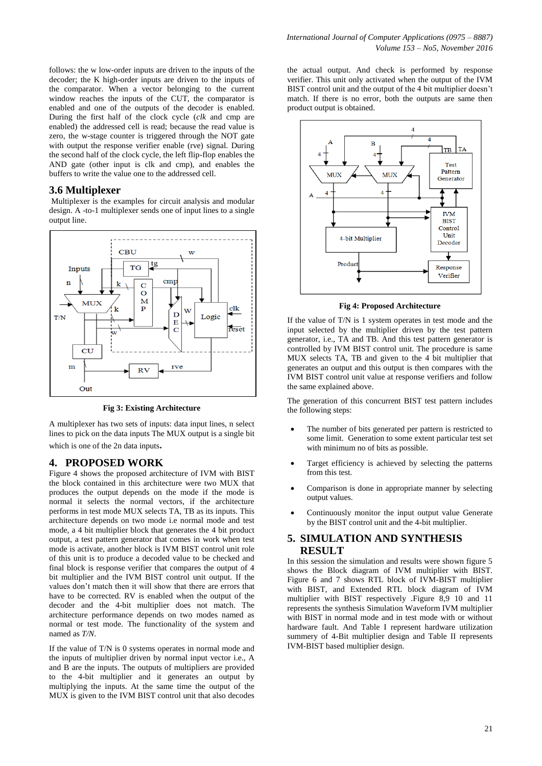follows: the w low-order inputs are driven to the inputs of the decoder; the K high-order inputs are driven to the inputs of the comparator. When a vector belonging to the current window reaches the inputs of the CUT, the comparator is enabled and one of the outputs of the decoder is enabled. During the first half of the clock cycle (*clk* and cmp are enabled) the addressed cell is read; because the read value is zero, the w-stage counter is triggered through the NOT gate with output the response verifier enable (rve) signal. During the second half of the clock cycle, the left flip-flop enables the AND gate (other input is clk and cmp), and enables the buffers to write the value one to the addressed cell.

### 3.6 Multiplexer

Multiplexer is the examples for circuit analysis and modular design. A -to-1 multiplexer sends one of input lines to a single output line.

**Fig 3: Existing Architecture**

A multiplexer has two sets of inputs: data input lines, n select lines to pick on the data inputs The MUX output is a single bit which is one of the 2n data inputs**.**

## 4. PROPOSED WORK

Figure 4 shows the proposed architecture of IVM with BIST the block contained in this architecture were two MUX that produces the output depends on the mode if the mode is normal it selects the normal vectors, if the architecture performs in test mode MUX selects TA, TB as its inputs. This architecture depends on two mode i.e normal mode and test mode, a 4 bit multiplier block that generates the 4 bit product output, a test pattern generator that comes in work when test mode is activate, another block is IVM BIST control unit role of this unit is to produce a decoded value to be checked and final block is response verifier that compares the output of 4 bit multiplier and the IVM BIST control unit output. If the values don't match then it will show that there are errors that have to be corrected. RV is enabled when the output of the decoder and the 4-bit multiplier does not match. The architecture performance depends on two modes named as normal or test mode. The functionality of the system and named as *T/N*.

If the value of T/N is 0 systems operates in normal mode and the inputs of multiplier driven by normal input vector i.e., A and B are the inputs. The outputs of multipliers are provided to the 4-bit multiplier and it generates an output by multiplying the inputs. At the same time the output of the MUX is given to the IVM BIST control unit that also decodes the actual output. And check is performed by response verifier. This unit only activated when the output of the IVM BIST control unit and the output of the 4 bit multiplier doesn't match. If there is no error, both the outputs are same then product output is obtained.

**Fig 4: Proposed Architecture**

If the value of T/N is 1 system operates in test mode and the input selected by the multiplier driven by the test pattern generator, i.e., TA and TB. And this test pattern generator is controlled by IVM BIST control unit. The procedure is same MUX selects TA, TB and given to the 4 bit multiplier that generates an output and this output is then compares with the IVM BIST control unit value at response verifiers and follow the same explained above.

The generation of this concurrent BIST test pattern includes the following steps:

- The number of bits generated per pattern is restricted to some limit. Generation to some extent particular test set with minimum no of bits as possible.
- Target efficiency is achieved by selecting the patterns from this test.
- Comparison is done in appropriate manner by selecting output values.
- Continuously monitor the input output value Generate by the BIST control unit and the 4-bit multiplier.

## 5. SIMULATION AND SYNTHESIS RESULT

In this section the simulation and results were shown figure 5 shows the Block diagram of IVM multiplier with BIST. Figure 6 and 7 shows RTL block of IVM-BIST multiplier with BIST, and Extended RTL block diagram of IVM multiplier with BIST respectively .Figure 8,9 10 and 11 represents the synthesis Simulation Waveform IVM multiplier with BIST in normal mode and in test mode with or without hardware fault. And Table I represent hardware utilization summery of 4-Bit multiplier design and Table II represents IVM-BIST based multiplier design.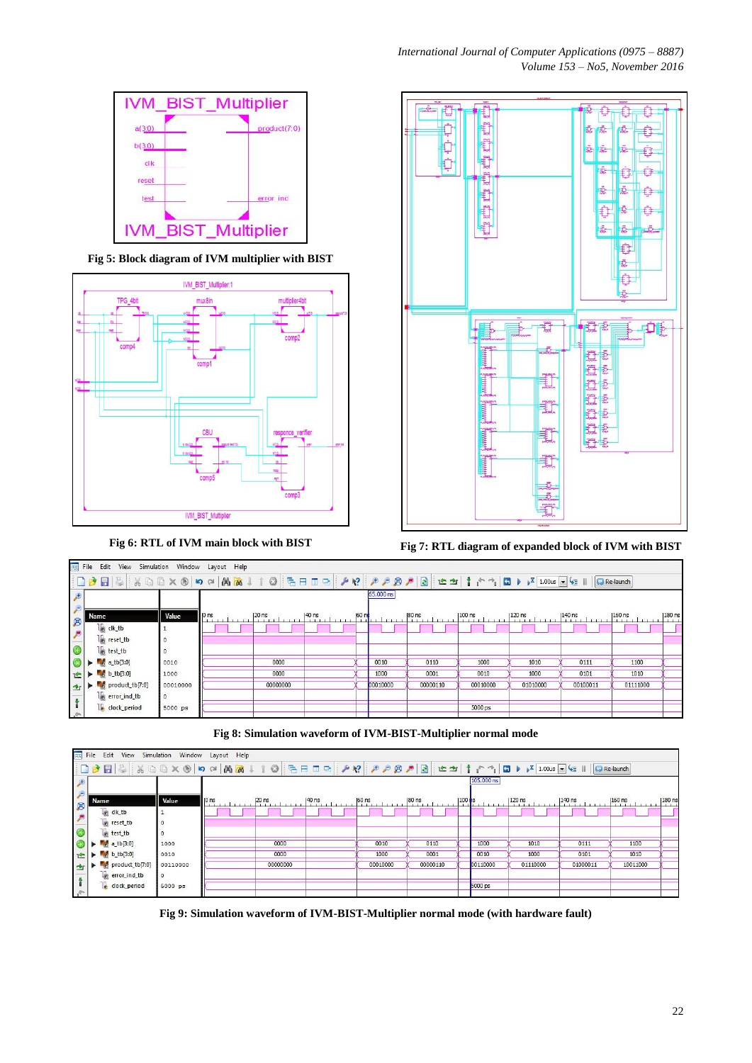Fig 5: Block diagram of IVM multiplier with BIST

Fig 6: RTL of IVM main block with BIST

Fig 7: RTL diagram of expanded block of IVM with BIST

Fig 8: Simulation waveform of IVM-BIST-Multiplier normal mode

Fig 9: Simulation waveform of IVM-BIST-Multiplier normal mode (with hardware fault)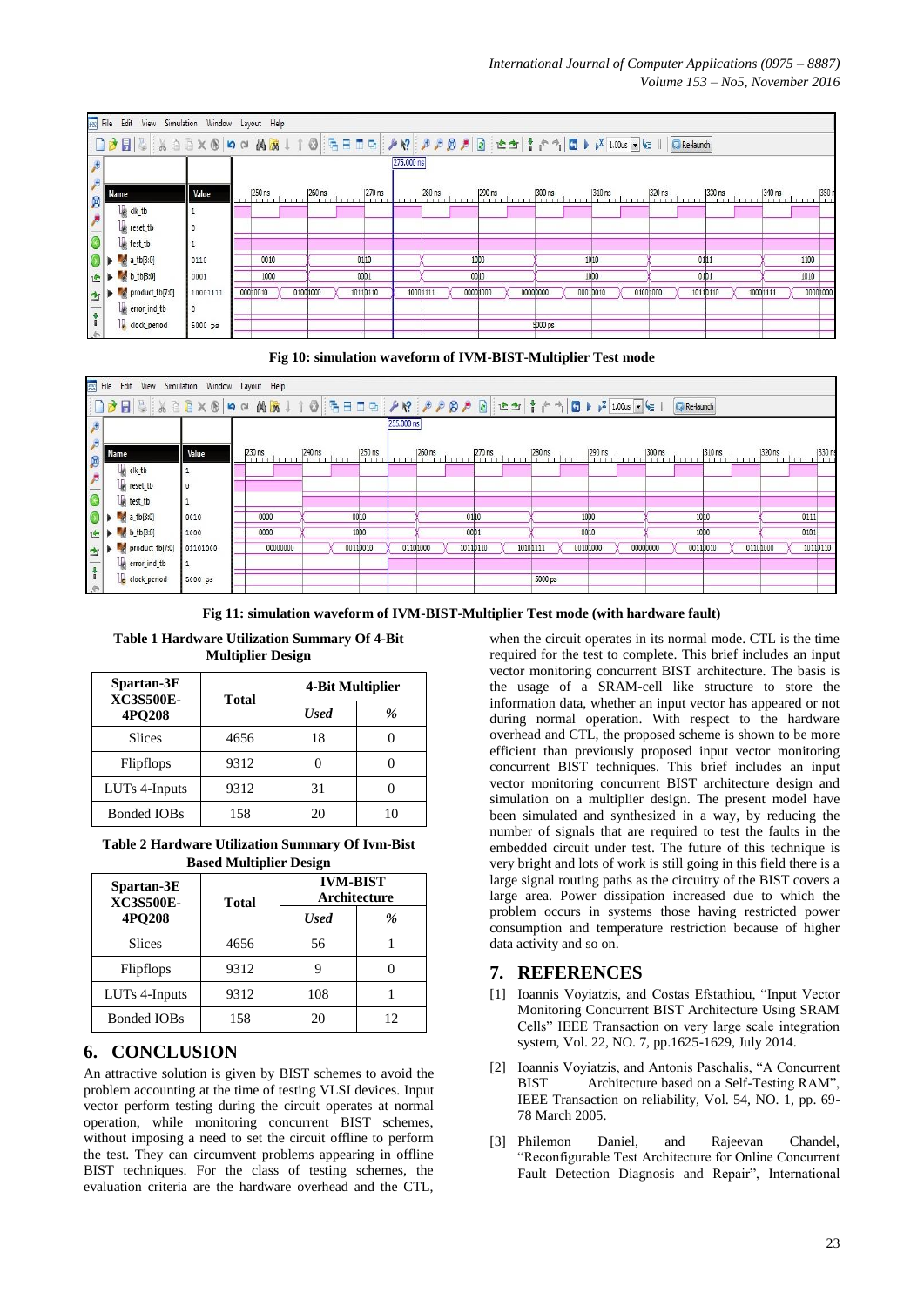Fig 10: simulation waveform of IVM-BIST-Multiplier Test mode

Fig 11: simulation waveform of IVM-BIST-Multiplier Test mode (with hardware fault)

**Table 1 Hardware Utilization Summary Of 4-Bit Multiplier Design**

| Spartan-3E XC3S500E-4PQ208 | Total | 4-Bit Multiplier | |
|---|---|---|---|
| | | *Used* | *%* |
| Slices | 4656 | 18 | 0 |
| Flipflops | 9312 | 0 | 0 |
| LUTs 4-Inputs | 9312 | 31 | 0 |
| Bonded IOBs | 158 | 20 | 10 |

**Table 2 Hardware Utilization Summary Of Ivm-Bist Based Multiplier Design**

| Spartan-3E XC3S500E-4PQ208 | Total | IVM-BIST Architecture | |
|---|---|---|---|
| | | *Used* | *%* |
| Slices | 4656 | 56 | 1 |
| Flipflops | 9312 | 9 | 0 |
| LUTs 4-Inputs | 9312 | 108 | 1 |
| Bonded IOBs | 158 | 20 | 12 |

## 6. CONCLUSION

An attractive solution is given by BIST schemes to avoid the problem accounting at the time of testing VLSI devices. Input vector perform testing during the circuit operates at normal operation, while monitoring concurrent BIST schemes, without imposing a need to set the circuit offline to perform the test. They can circumvent problems appearing in offline BIST techniques. For the class of testing schemes, the evaluation criteria are the hardware overhead and the CTL, when the circuit operates in its normal mode. CTL is the time required for the test to complete. This brief includes an input vector monitoring concurrent BIST architecture. The basis is the usage of a SRAM-cell like structure to store the information data, whether an input vector has appeared or not during normal operation. With respect to the hardware overhead and CTL, the proposed scheme is shown to be more efficient than previously proposed input vector monitoring concurrent BIST techniques. This brief includes an input vector monitoring concurrent BIST architecture design and simulation on a multiplier design. The present model have been simulated and synthesized in a way, by reducing the number of signals that are required to test the faults in the embedded circuit under test. The future of this technique is very bright and lots of work is still going in this field there is a large signal routing paths as the circuitry of the BIST covers a large area. Power dissipation increased due to which the problem occurs in systems those having restricted power consumption and temperature restriction because of higher data activity and so on.

## 7. REFERENCES

[1] Ioannis Voyiatzis, and Costas Efstathiou, "Input Vector Monitoring Concurrent BIST Architecture Using SRAM Cells" IEEE Transaction on very large scale integration system, Vol. 22, NO. 7, pp.1625-1629, July 2014.

[2] Ioannis Voyiatzis, and Antonis Paschalis, "A Concurrent BIST Architecture based on a Self-Testing RAM", IEEE Transaction on reliability, Vol. 54, NO. 1, pp. 69-78 March 2005.

[3] Philemon Daniel, and Rajeevan Chandel, "Reconfigurable Test Architecture for Online Concurrent Fault Detection Diagnosis and Repair", International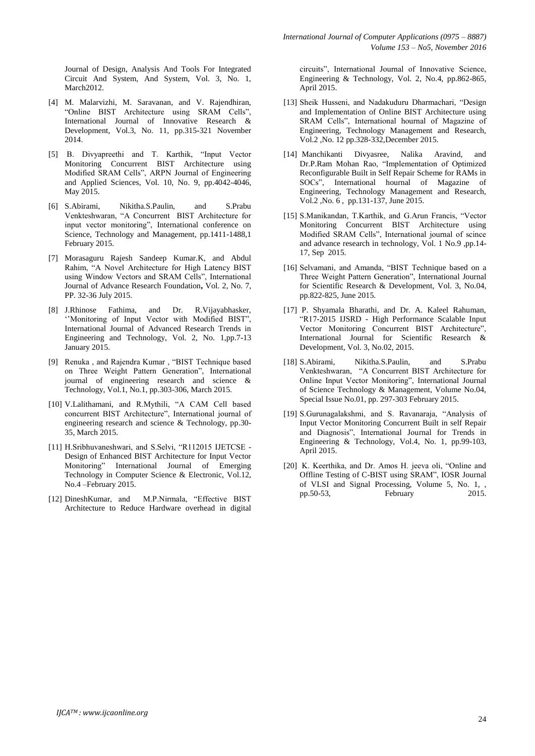Journal of Design, Analysis And Tools For Integrated Circuit And System, And System, Vol. 3, No. 1, March2012.

[4] M. Malarvizhi, M. Saravanan, and V. Rajendhiran, "Online BIST Architecture using SRAM Cells", International Journal of Innovative Research & Development, Vol.3, No. 11, pp.315-321 November 2014.

[5] B. Divyapreethi and T. Karthik, "Input Vector Monitoring Concurrent BIST Architecture using Modified SRAM Cells", ARPN Journal of Engineering and Applied Sciences, Vol. 10, No. 9, pp.4042-4046, May 2015.

[6] S.Abirami, Nikitha.S.Paulin, and S.Prabu Venkteshwaran, "A Concurrent BIST Architecture for input vector monitoring", International conference on Science, Technology and Management, pp.1411-1488,1 February 2015.

[7] Morasaguru Rajesh Sandeep Kumar.K, and Abdul Rahim, "A Novel Architecture for High Latency BIST using Window Vectors and SRAM Cells", International Journal of Advance Research Foundation**,** Vol. 2, No. 7, PP. 32-36 July 2015.

[8] J.Rhinose Fathima, and Dr. R.Vijayabhasker, ''Monitoring of Input Vector with Modified BIST", International Journal of Advanced Research Trends in Engineering and Technology, Vol. 2, No. 1,pp.7-13 January 2015.

[9] Renuka , and Rajendra Kumar , "BIST Technique based on Three Weight Pattern Generation", International journal of engineering research and science & Technology, Vol.1, No.1, pp.303-306, March 2015.

[10] V.Lalithamani, and R.Mythili, "A CAM Cell based concurrent BIST Architecture", International journal of engineering research and science & Technology, pp.30-35, March 2015.

[11] H.Sribhuvaneshwari, and S.Selvi, "R112015 IJETCSE - Design of Enhanced BIST Architecture for Input Vector Monitoring" International Journal of Emerging Technology in Computer Science & Electronic, Vol.12, No.4 –February 2015.

[12] DineshKumar, and M.P.Nirmala, "Effective BIST Architecture to Reduce Hardware overhead in digital circuits", International Journal of Innovative Science, Engineering & Technology, Vol. 2, No.4, pp.862-865, April 2015.

[13] Sheik Husseni, and Nadakuduru Dharmachari, "Design and Implementation of Online BIST Architecture using SRAM Cells", International hournal of Magazine of Engineering, Technology Management and Research, Vol.2 ,No. 12 pp.328-332,December 2015.

[14] Manchikanti Divyasree, Nalika Aravind, and Dr.P.Ram Mohan Rao, "Implementation of Optimized Reconfigurable Built in Self Repair Scheme for RAMs in SOCs", International hournal of Magazine of Engineering, Technology Management and Research, Vol.2 ,No. 6 , pp.131-137, June 2015.

[15] S.Manikandan, T.Karthik, and G.Arun Francis, "Vector Monitoring Concurrent BIST Architecture using Modified SRAM Cells", International journal of scince and advance research in technology, Vol. 1 No.9 ,pp.14-17, Sep 2015.

[16] Selvamani, and Amanda, "BIST Technique based on a Three Weight Pattern Generation", International Journal for Scientific Research & Development, Vol. 3, No.04, pp.822-825, June 2015.

[17] P. Shyamala Bharathi, and Dr. A. Kaleel Rahuman, "R17-2015 IJSRD - High Performance Scalable Input Vector Monitoring Concurrent BIST Architecture", International Journal for Scientific Research & Development, Vol. 3, No.02, 2015.

[18] S.Abirami, Nikitha.S.Paulin, and S.Prabu Venkteshwaran, "A Concurrent BIST Architecture for Online Input Vector Monitoring", International Journal of Science Technology & Management, Volume No.04, Special Issue No.01, pp. 297-303 February 2015.

[19] S.Gurunagalakshmi, and S. Ravanaraja, "Analysis of Input Vector Monitoring Concurrent Built in self Repair and Diagnosis", International Journal for Trends in Engineering & Technology, Vol.4, No. 1, pp.99-103, April 2015.

[20] K. Keerthika, and Dr. Amos H. jeeva oli, "Online and Offline Testing of C-BIST using SRAM", IOSR Journal of VLSI and Signal Processing, Volume 5, No. 1, , pp.50-53, February 2015.